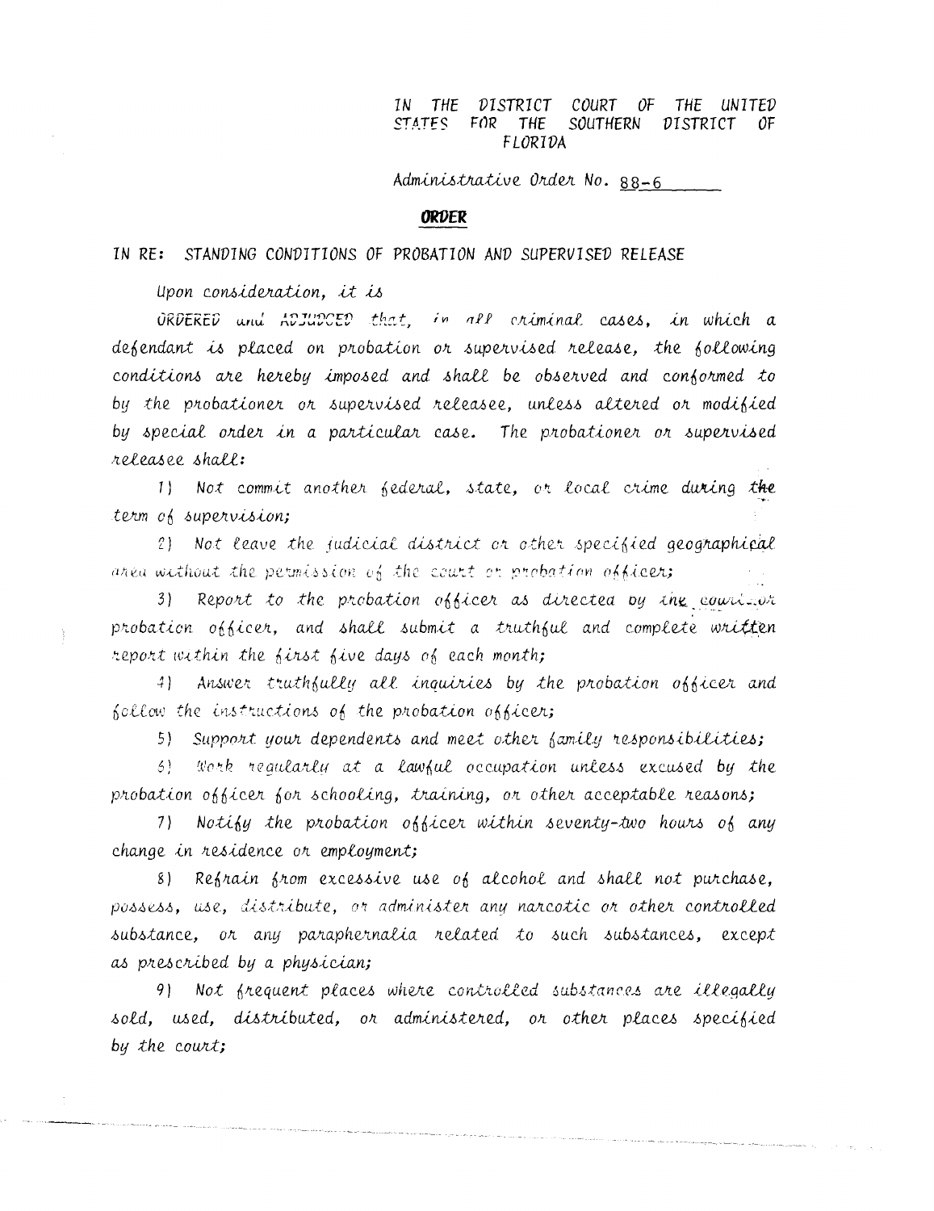IN THE DISTRICT COURT OF THE UNITED STATES FOR THE SOUTHERN DISTRICT OF FLORIDA

Administrative Order No. 88-6

# ORDER

IN RE: STANDING CONDITIONS OF PROBATION AND SUPERVISED RELEASE

Upon consideration, it is

ORDERED and ADJUDGED that, in all criminal cases, in which a defendant is placed on probation or supervised release, the following conditions are hereby imposed and shall be observed and conformed to by the probationer or supervised releasee, unless altered or modified by special order in a particular case. The probationer or supervised releasee shall:

1) Not commit another federal, state, or local crime during the term of supervision;

2) Not leave the judicial district or other specified geographical area without the permission of the court or probation officer;

3) Report to the probation officer as directed by the court or probation officer, and shall submit a truthful and complete written report within the first five days of each month;

4) Answer truthfully all inquiries by the probation officer and follow the instructions of the probation officer;

5) Support your dependents and meet other family responsibilities;

6) Work regularly at a lawful occupation unless excused by the probation officer for schooling, training, or other acceptable reasons;

7) Notify the probation officer within seventy-two hours of any change in residence or employment;

8) Refrain from excessive use of alcohol and shall not purchase, possess, use, distribute, or administer any narcotic or other controlled substance, or any paraphernalia related to such substances, except as prescribed by a physician;

9) Not frequent places where controlled substances are illegally sold, used, distributed, or administered, or other places specified by the court;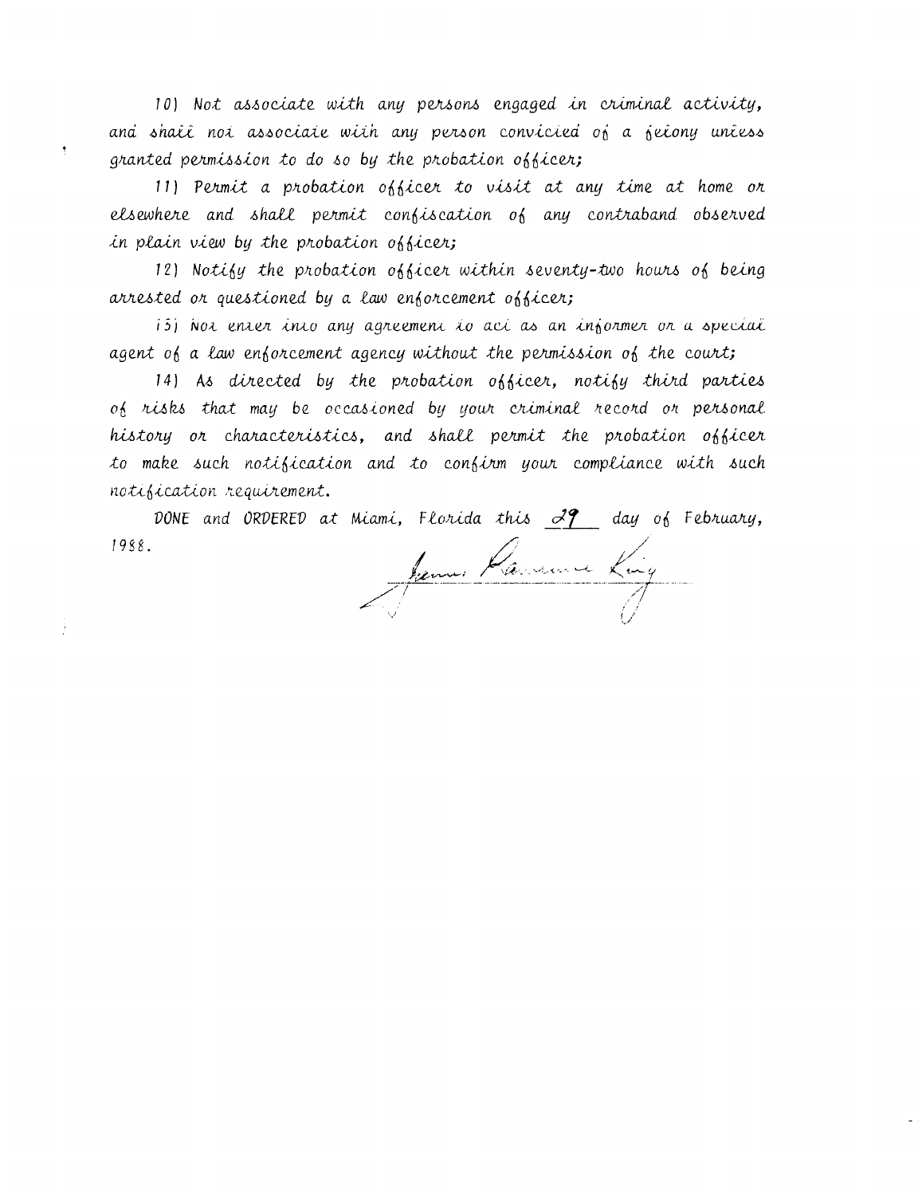10) Not associate with any persons engaged in criminal activity, and shall not associate with any person convicted of a felony unless granted permission to do so by the probation officer;

11) Permit a probation officer to visit at any time at home or elsewhere and shall permit confiscation of any contraband observed in plain view by the probation officer;

12) Notify the probation officer within seventy-two hours of being arrested or questioned by a law enforcement officer;

13) Not enter into any agreement to act as an informer or a special agent of a law enforcement agency without the permission of the court;

14) As directed by the probation officer, notify third parties of risks that may be occasioned by your criminal record or personal history or characteristics, and shall permit the probation officer to make such notification and to confirm your compliance with such notification requirement.

DONE and ORDERED at Miami, Florida this 29 day of February, 1988.

James Lawrence King